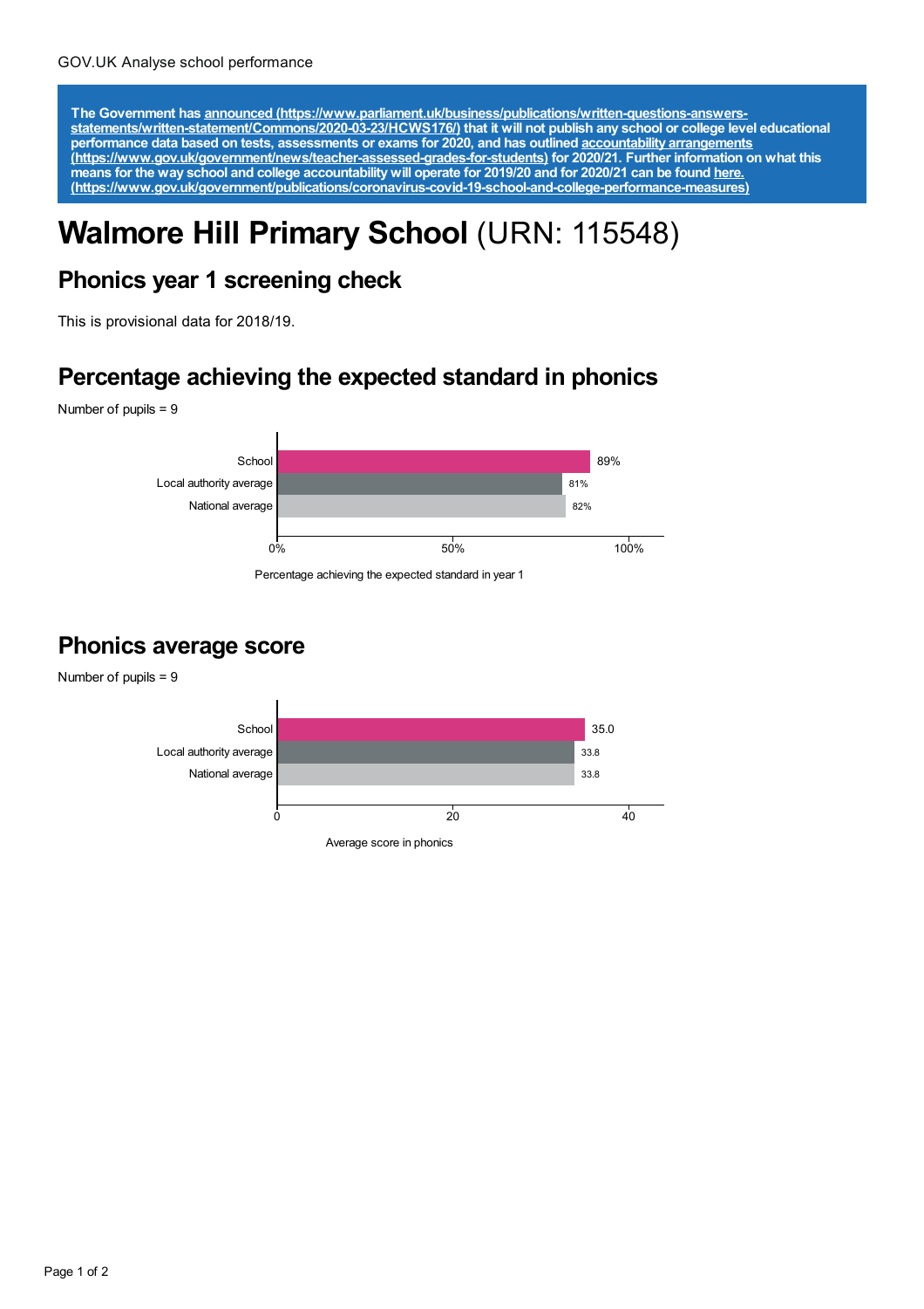GOV.UK Analyse school performance

**The Government has [announced (https://www.parliament.uk/business/publications/written-questions-answers-statements/written-statement/Commons/2020-03-23/HCWS176/)](https://www.parliament.uk/business/publications/written-questions-answers-statements/written-statement/Commons/2020-03-23/HCWS176/) that it will not publish any school or college level educational performance data based on tests, assessments or exams for 2020, and has outlined [accountability arrangements (https://www.gov.uk/government/news/teacher-assessed-grades-for-students)](https://www.gov.uk/government/news/teacher-assessed-grades-for-students) for 2020/21. Further information on what this means for the way school and college accountability will operate for 2019/20 and for 2020/21 can be found [here. (https://www.gov.uk/government/publications/coronavirus-covid-19-school-and-college-performance-measures)](https://www.gov.uk/government/publications/coronavirus-covid-19-school-and-college-performance-measures)**

# **Walmore Hill Primary School** (URN: 115548)

## Phonics year 1 screening check

This is provisional data for 2018/19.

## Percentage achieving the expected standard in phonics

Number of pupils = 9

| | Percentage achieving the expected standard in year 1 |
|---|---|
| School | 89% |
| Local authority average | 81% |
| National average | 82% |

## Phonics average score

Number of pupils = 9

| | Average score in phonics |
|---|---|
| School | 35.0 |
| Local authority average | 33.8 |
| National average | 33.8 |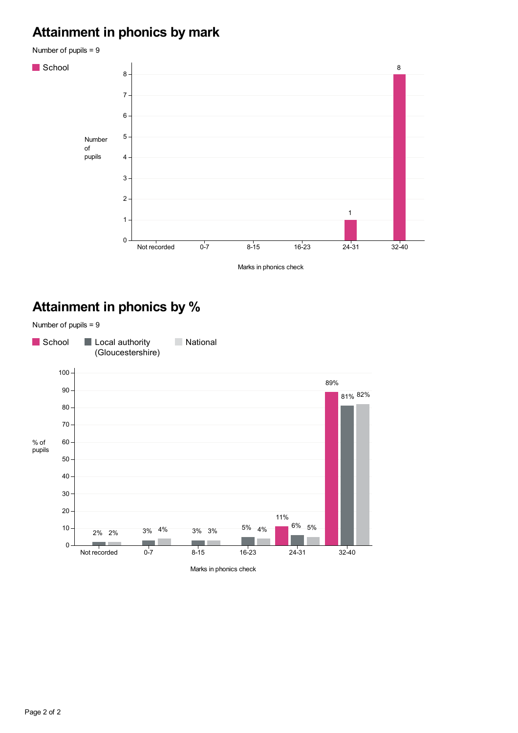## Attainment in phonics by mark

Number of pupils = 9

School

Number of pupils

8
7
6
5
4
3
2
1
0

1
8

Not recorded
0-7
8-15
16-23
24-31
32-40

Marks in phonics check

## Attainment in phonics by %

Number of pupils = 9

School
Local authority (Gloucestershire)
National

% of pupils

100
90
80
70
60
50
40
30
20
10
0

2% 2%
3% 4%
3% 3%
5% 4%
11% 6% 5%
89% 81% 82%

Not recorded
0-7
8-15
16-23
24-31
32-40

Marks in phonics check